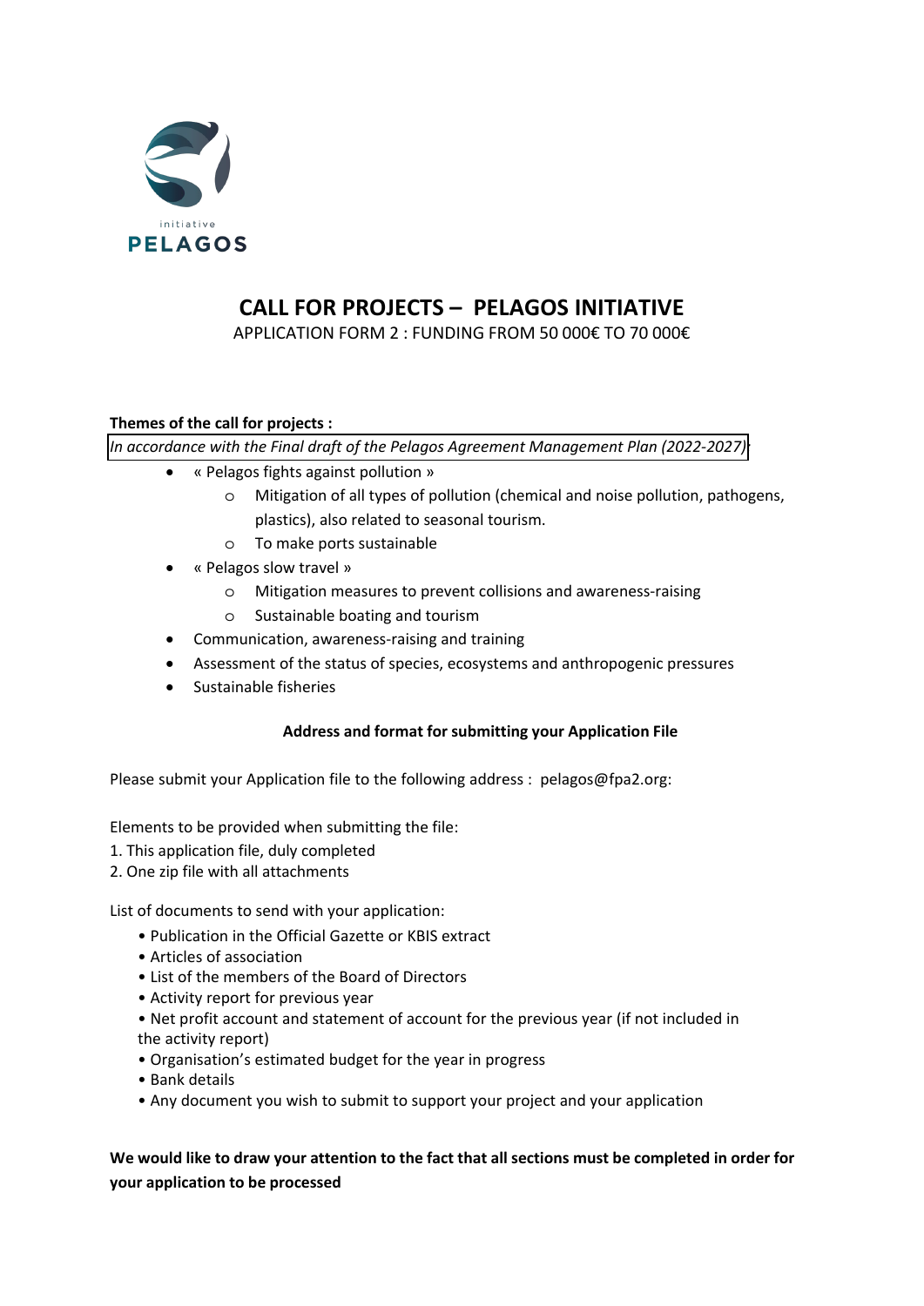initiative
PELAGOS

# CALL FOR PROJECTS – PELAGOS INITIATIVE

APPLICATION FORM 2 : FUNDING FROM 50 000€ TO 70 000€

**Themes of the call for projects :**

*In accordance with the Final draft of the Pelagos Agreement Management Plan (2022-2027)*

- « Pelagos fights against pollution »
  - Mitigation of all types of pollution (chemical and noise pollution, pathogens, plastics), also related to seasonal tourism.
  - To make ports sustainable
- « Pelagos slow travel »
  - Mitigation measures to prevent collisions and awareness-raising
  - Sustainable boating and tourism
- Communication, awareness-raising and training
- Assessment of the status of species, ecosystems and anthropogenic pressures
- Sustainable fisheries

**Address and format for submitting your Application File**

Please submit your Application file to the following address : pelagos@fpa2.org:

Elements to be provided when submitting the file:
1. This application file, duly completed
2. One zip file with all attachments

List of documents to send with your application:

- Publication in the Official Gazette or KBIS extract
- Articles of association
- List of the members of the Board of Directors
- Activity report for previous year
- Net profit account and statement of account for the previous year (if not included in the activity report)
- Organisation's estimated budget for the year in progress
- Bank details
- Any document you wish to submit to support your project and your application

**We would like to draw your attention to the fact that all sections must be completed in order for your application to be processed**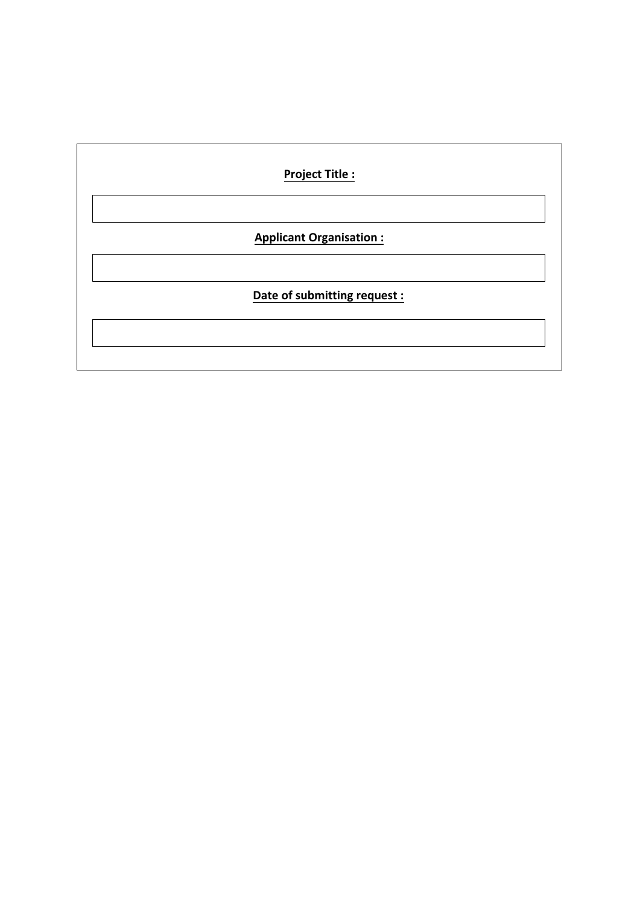**Project Title :**

|  |
|---|
|  |

**Applicant Organisation :**

|  |
|---|
|  |

**Date of submitting request :**

|  |
|---|
|  |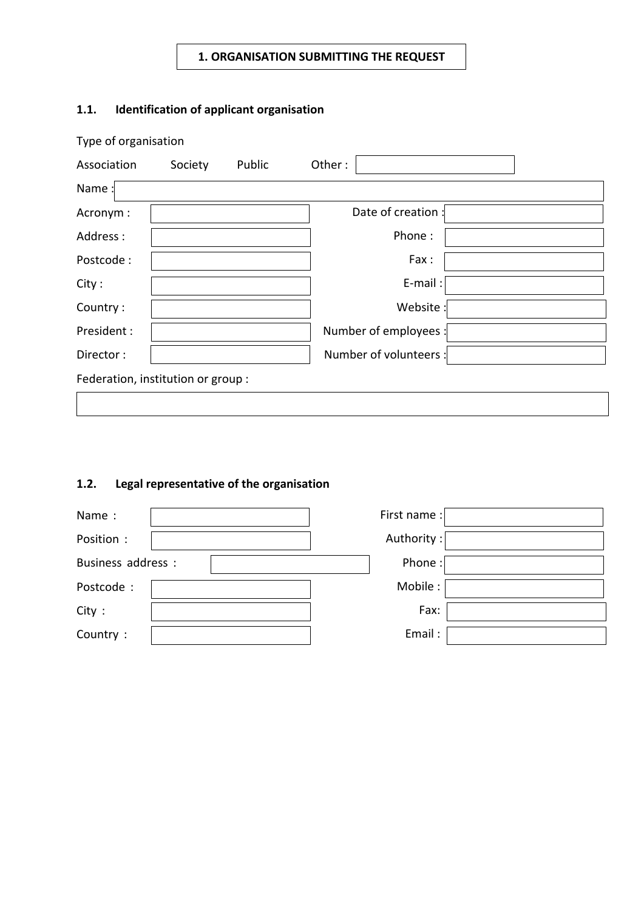# 1. ORGANISATION SUBMITTING THE REQUEST

## 1.1. Identification of applicant organisation

Type of organisation

Association    Society    Public    Other :

Name :

| | | | |
|---|---|---|---|
| Acronym : | | Date of creation : | |
| Address : | | Phone : | |
| Postcode : | | Fax : | |
| City : | | E-mail : | |
| Country : | | Website : | |
| President : | | Number of employees : | |
| Director : | | Number of volunteers : | |

Federation, institution or group :

## 1.2. Legal representative of the organisation

| | | | |
|---|---|---|---|
| Name : | | First name : | |
| Position : | | Authority : | |
| Business address : | | Phone : | |
| Postcode : | | Mobile : | |
| City : | | Fax: | |
| Country : | | Email : | |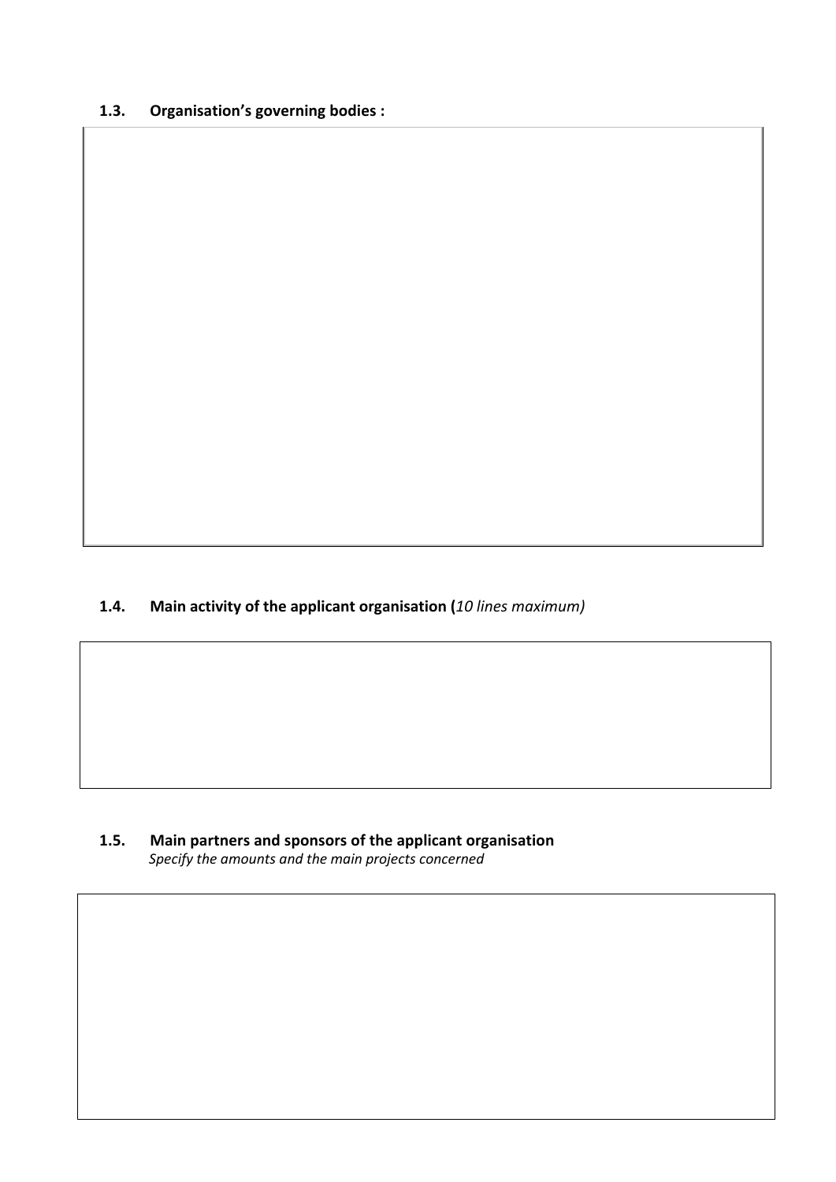### 1.3. Organisation's governing bodies :

### 1.4. Main activity of the applicant organisation (*10 lines maximum)*

### 1.5. Main partners and sponsors of the applicant organisation

*Specify the amounts and the main projects concerned*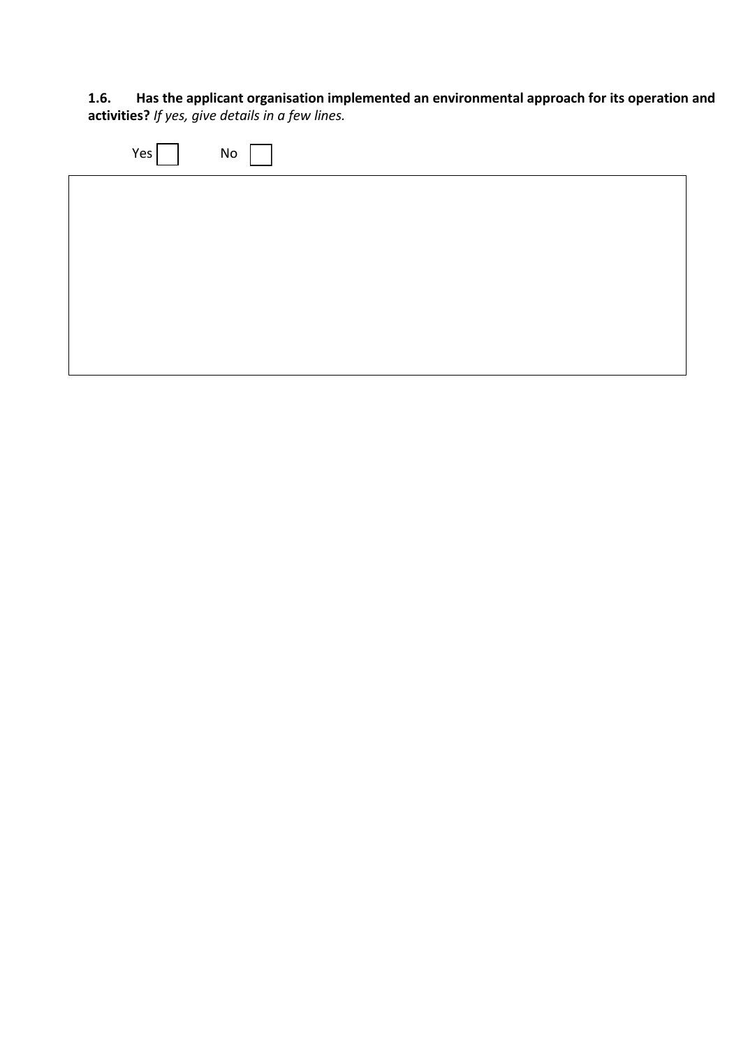**1.6. Has the applicant organisation implemented an environmental approach for its operation and activities?** *If yes, give details in a few lines.*

Yes ☐ No ☐

| |
|---|
| |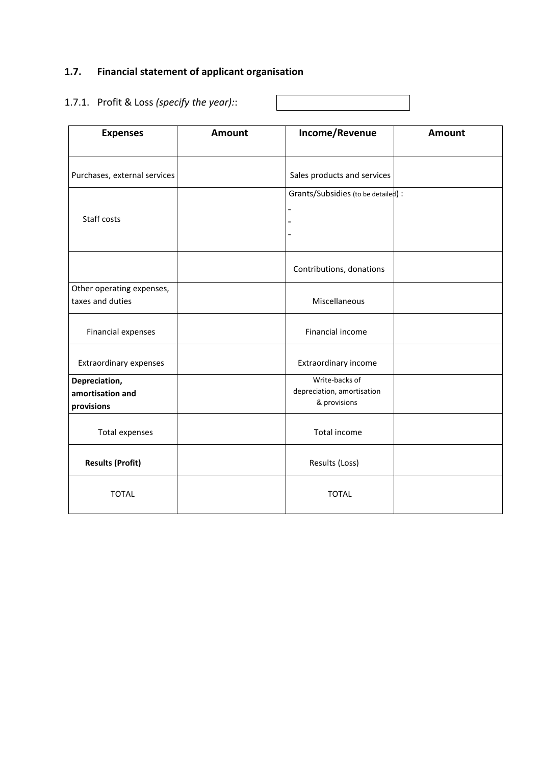## 1.7. Financial statement of applicant organisation

1.7.1. Profit & Loss *(specify the year):*:

| Expenses | Amount | Income/Revenue | Amount |
|---|---|---|---|
| Purchases, external services | | Sales products and services | |
| Staff costs | | Grants/Subsidies (to be detailed) :<br>-<br>-<br>- | |
| | | Contributions, donations | |
| Other operating expenses, taxes and duties | | Miscellaneous | |
| Financial expenses | | Financial income | |
| Extraordinary expenses | | Extraordinary income | |
| **Depreciation, amortisation and provisions** | | Write-backs of depreciation, amortisation & provisions | |
| Total expenses | | Total income | |
| **Results (Profit)** | | Results (Loss) | |
| TOTAL | | TOTAL | |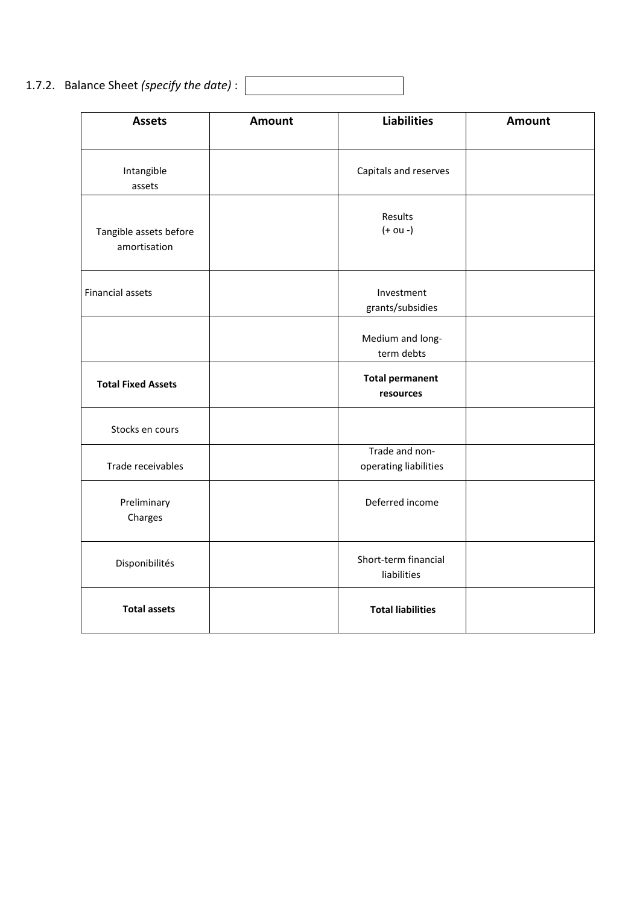1.7.2. Balance Sheet *(specify the date)* :

| Assets | Amount | Liabilities | Amount |
|---|---|---|---|
| Intangible assets | | Capitals and reserves | |
| Tangible assets before amortisation | | Results (+ ou -) | |
| Financial assets | | Investment grants/subsidies | |
| | | Medium and long-term debts | |
| **Total Fixed Assets** | | **Total permanent resources** | |
| Stocks en cours | | | |
| Trade receivables | | Trade and non-operating liabilities | |
| Preliminary Charges | | Deferred income | |
| Disponibilités | | Short-term financial liabilities | |
| **Total assets** | | **Total liabilities** | |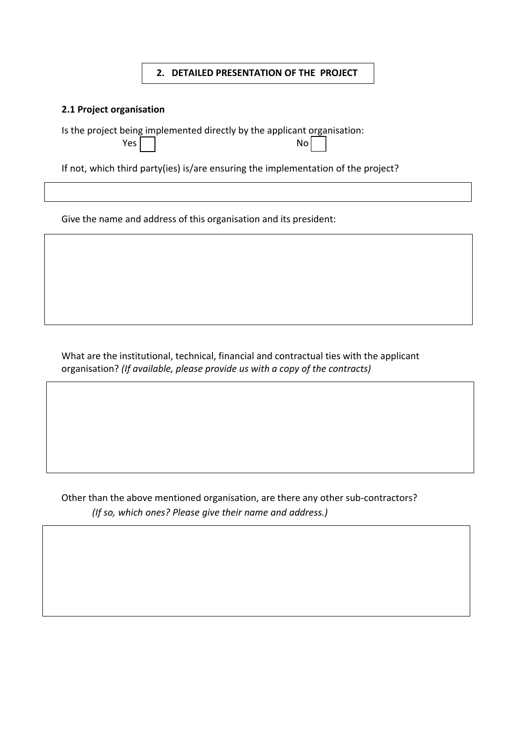## 2. DETAILED PRESENTATION OF THE PROJECT

### 2.1 Project organisation

Is the project being implemented directly by the applicant organisation:

Yes ☐ No ☐

If not, which third party(ies) is/are ensuring the implementation of the project?

Give the name and address of this organisation and its president:

What are the institutional, technical, financial and contractual ties with the applicant organisation? *(If available, please provide us with a copy of the contracts)*

Other than the above mentioned organisation, are there any other sub-contractors?

*(If so, which ones? Please give their name and address.)*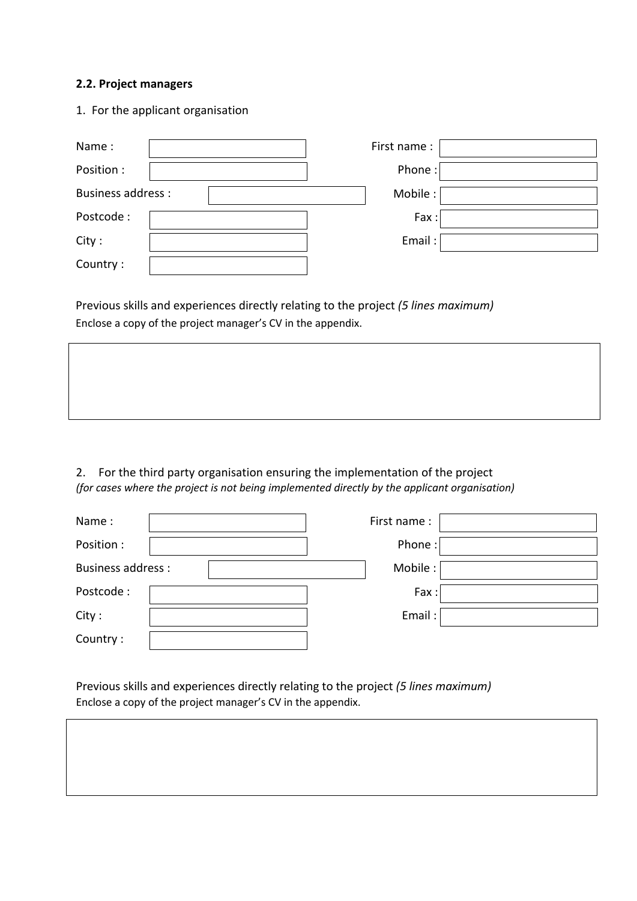### 2.2. Project managers

1. For the applicant organisation

| Name : | | First name : | |
| --- | --- | --- | --- |
| Position : | | Phone : | |
| Business address : | | Mobile : | |
| Postcode : | | Fax : | |
| City : | | Email : | |
| Country : | | | |

Previous skills and experiences directly relating to the project *(5 lines maximum)*
Enclose a copy of the project manager's CV in the appendix.

2. For the third party organisation ensuring the implementation of the project
*(for cases where the project is not being implemented directly by the applicant organisation)*

| Name : | | First name : | |
| --- | --- | --- | --- |
| Position : | | Phone : | |
| Business address : | | Mobile : | |
| Postcode : | | Fax : | |
| City : | | Email : | |
| Country : | | | |

Previous skills and experiences directly relating to the project *(5 lines maximum)*
Enclose a copy of the project manager's CV in the appendix.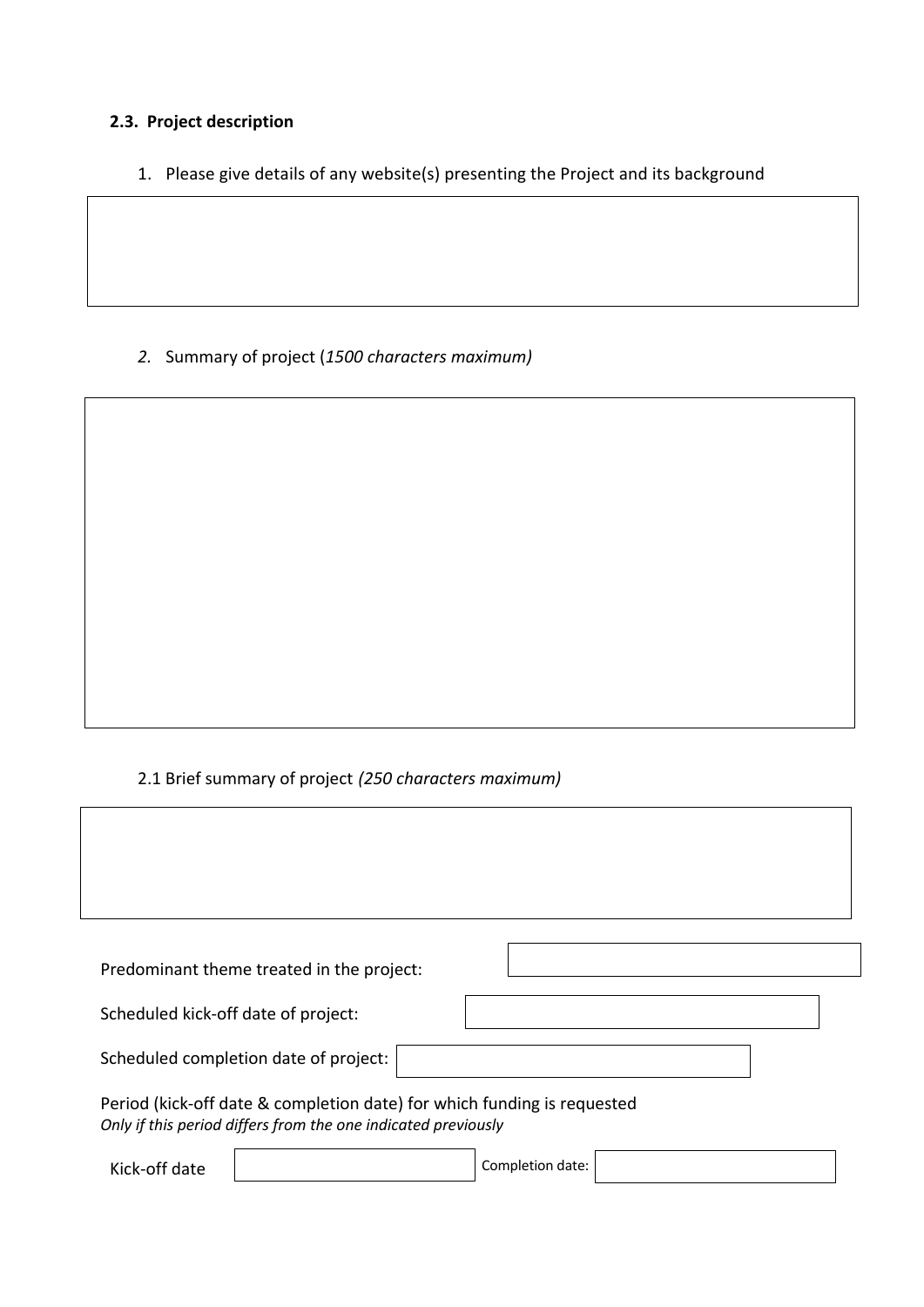**2.3. Project description**

1. Please give details of any website(s) presenting the Project and its background

2. Summary of project (*1500 characters maximum)*

2.1 Brief summary of project *(250 characters maximum)*

Predominant theme treated in the project:

Scheduled kick-off date of project:

Scheduled completion date of project:

Period (kick-off date & completion date) for which funding is requested
*Only if this period differs from the one indicated previously*

Kick-off date

Completion date: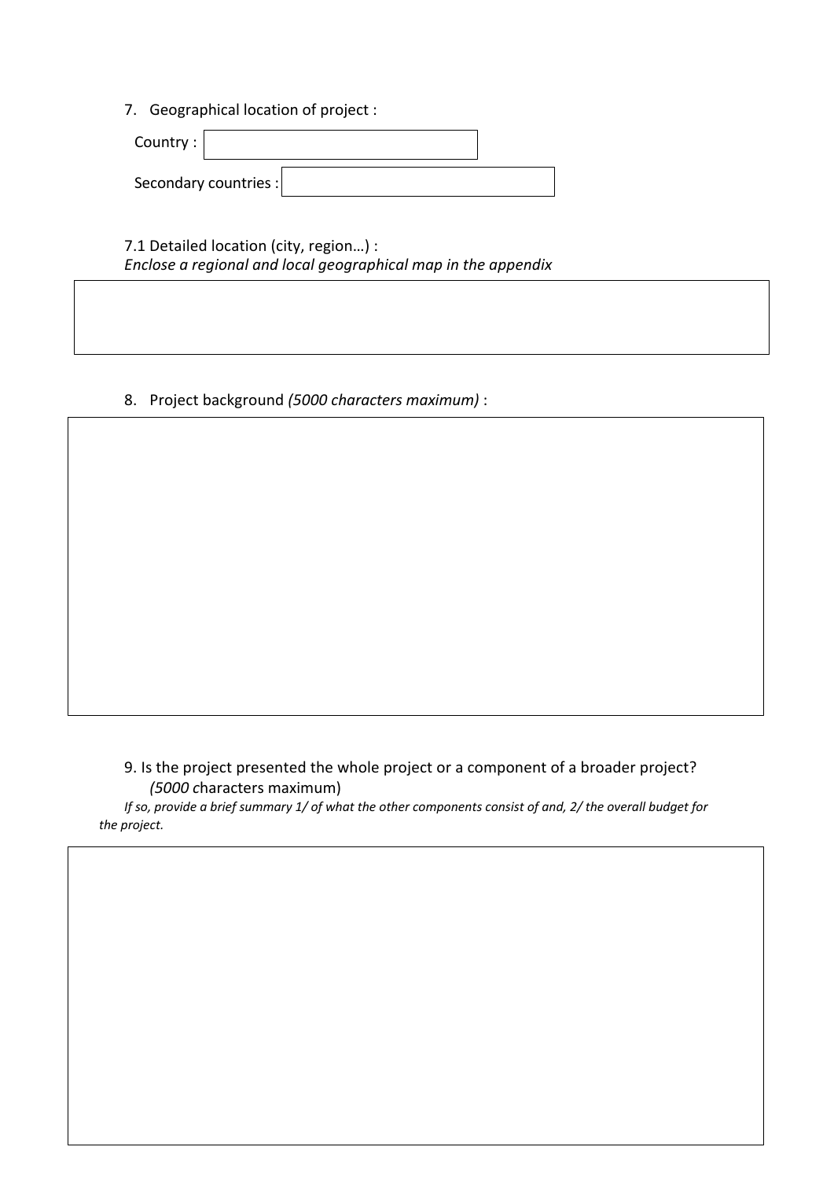7. Geographical location of project :

Country :

Secondary countries :

7.1 Detailed location (city, region…) :
*Enclose a regional and local geographical map in the appendix*

8. Project background *(5000 characters maximum)* :

9. Is the project presented the whole project or a component of a broader project? *(5000* characters maximum)

*If so, provide a brief summary 1/ of what the other components consist of and, 2/ the overall budget for the project.*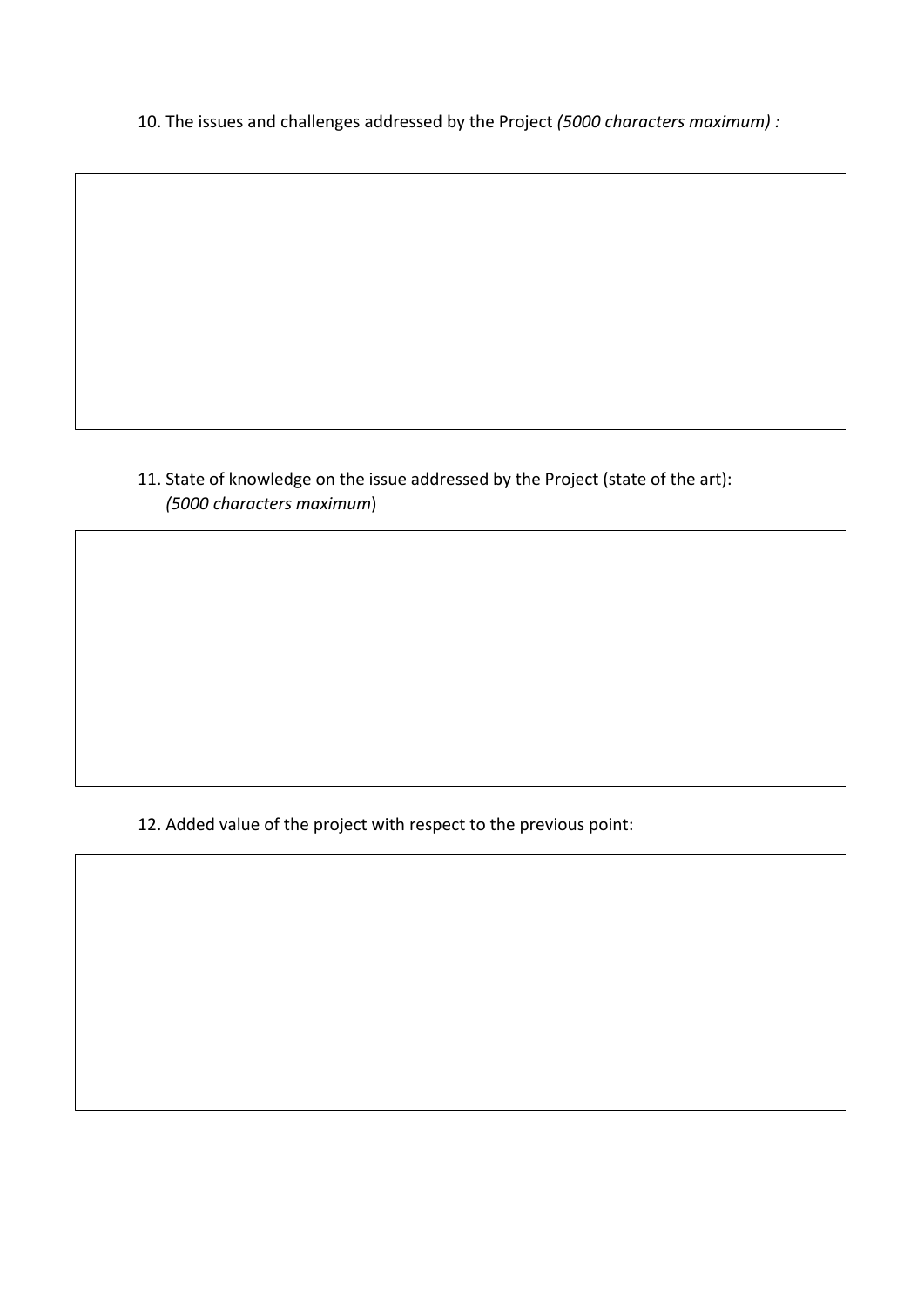10. The issues and challenges addressed by the Project *(5000 characters maximum) :*

| |
|---|
| |

11. State of knowledge on the issue addressed by the Project (state of the art): *(5000 characters maximum*)

| |
|---|
| |

12. Added value of the project with respect to the previous point:

| |
|---|
| |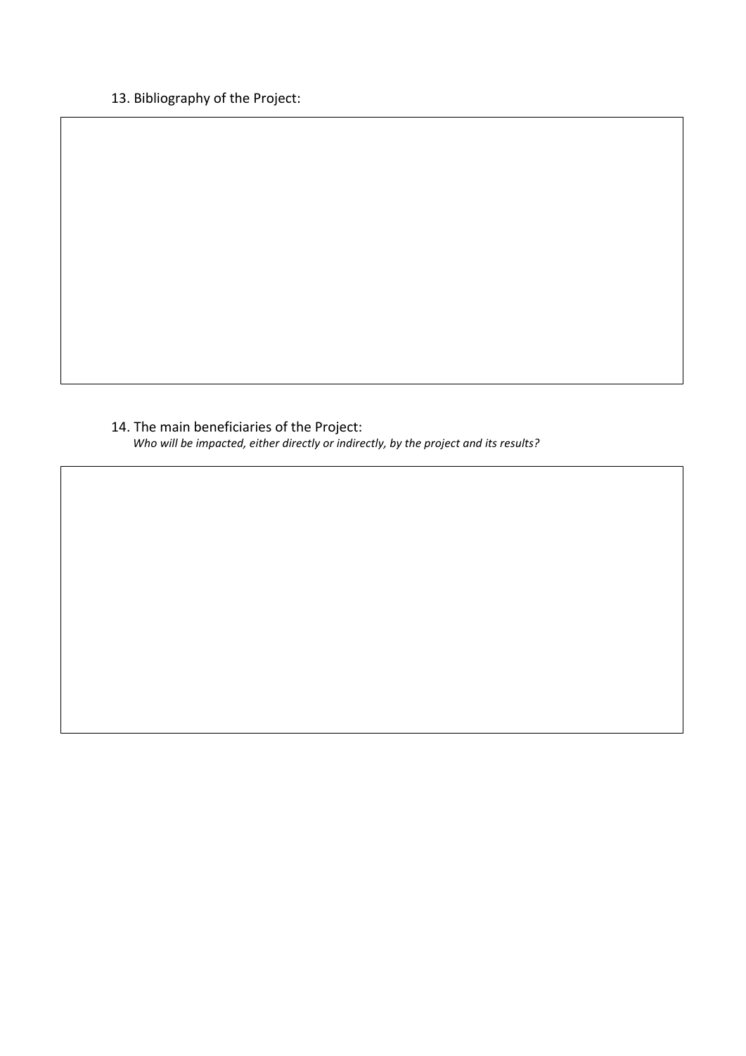13. Bibliography of the Project:

14. The main beneficiaries of the Project:

*Who will be impacted, either directly or indirectly, by the project and its results?*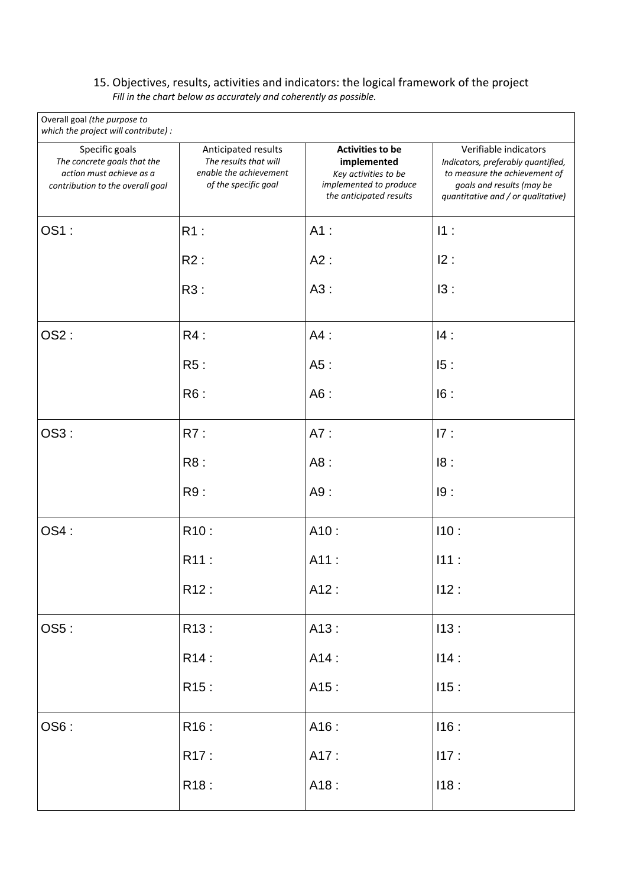## 15. Objectives, results, activities and indicators: the logical framework of the project

*Fill in the chart below as accurately and coherently as possible.*

| Overall goal *(the purpose to which the project will contribute)* : | | | |
|---|---|---|---|
| Specific goals<br>*The concrete goals that the action must achieve as a contribution to the overall goal* | Anticipated results<br>*The results that will enable the achievement of the specific goal* | **Activities to be implemented**<br>*Key activities to be implemented to produce the anticipated results* | Verifiable indicators<br>*Indicators, preferably quantified, to measure the achievement of goals and results (may be quantitative and / or qualitative)* |
| OS1 : | R1 :<br>R2 :<br>R3 : | A1 :<br>A2 :<br>A3 : | I1 :<br>I2 :<br>I3 : |
| OS2 : | R4 :<br>R5 :<br>R6 : | A4 :<br>A5 :<br>A6 : | I4 :<br>I5 :<br>I6 : |
| OS3 : | R7 :<br>R8 :<br>R9 : | A7 :<br>A8 :<br>A9 : | I7 :<br>I8 :<br>I9 : |
| OS4 : | R10 :<br>R11 :<br>R12 : | A10 :<br>A11 :<br>A12 : | I10 :<br>I11 :<br>I12 : |
| OS5 : | R13 :<br>R14 :<br>R15 : | A13 :<br>A14 :<br>A15 : | I13 :<br>I14 :<br>I15 : |
| OS6 : | R16 :<br>R17 :<br>R18 : | A16 :<br>A17 :<br>A18 : | I16 :<br>I17 :<br>I18 : |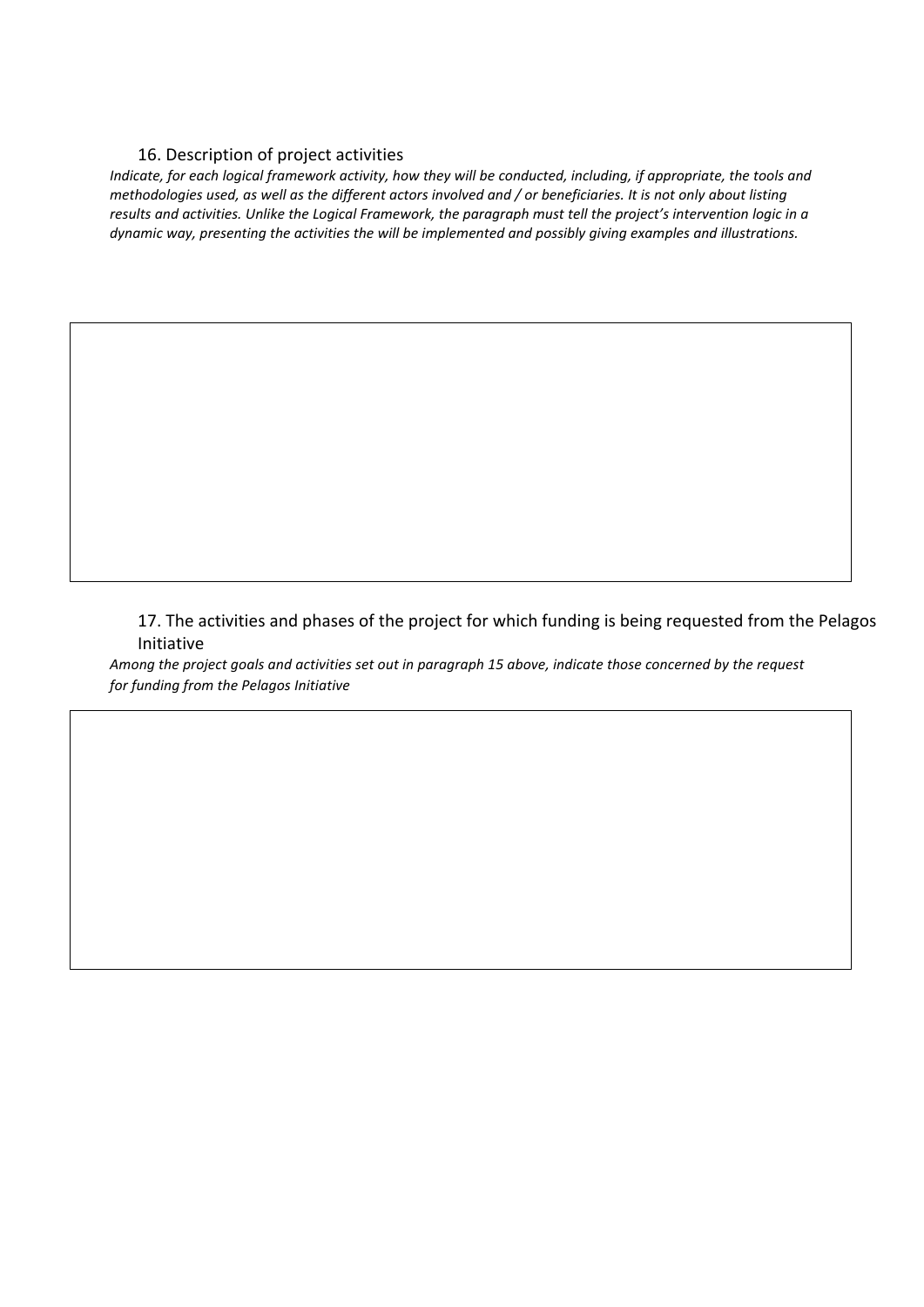## 16. Description of project activities

*Indicate, for each logical framework activity, how they will be conducted, including, if appropriate, the tools and methodologies used, as well as the different actors involved and / or beneficiaries. It is not only about listing results and activities. Unlike the Logical Framework, the paragraph must tell the project's intervention logic in a dynamic way, presenting the activities the will be implemented and possibly giving examples and illustrations.*

## 17. The activities and phases of the project for which funding is being requested from the Pelagos Initiative

*Among the project goals and activities set out in paragraph 15 above, indicate those concerned by the request for funding from the Pelagos Initiative*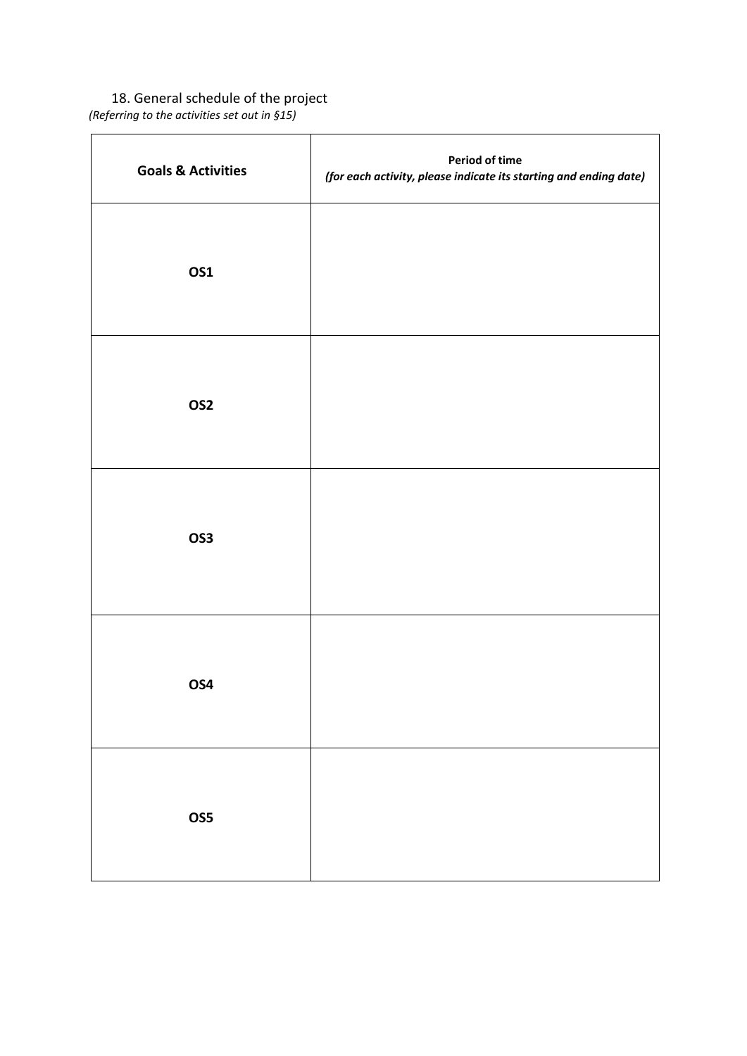18. General schedule of the project

*(Referring to the activities set out in §15)*

| **Goals & Activities** | **Period of time** *(for each activity, please indicate its starting and ending date)* |
| --- | --- |
| **OS1** | |
| **OS2** | |
| **OS3** | |
| **OS4** | |
| **OS5** | |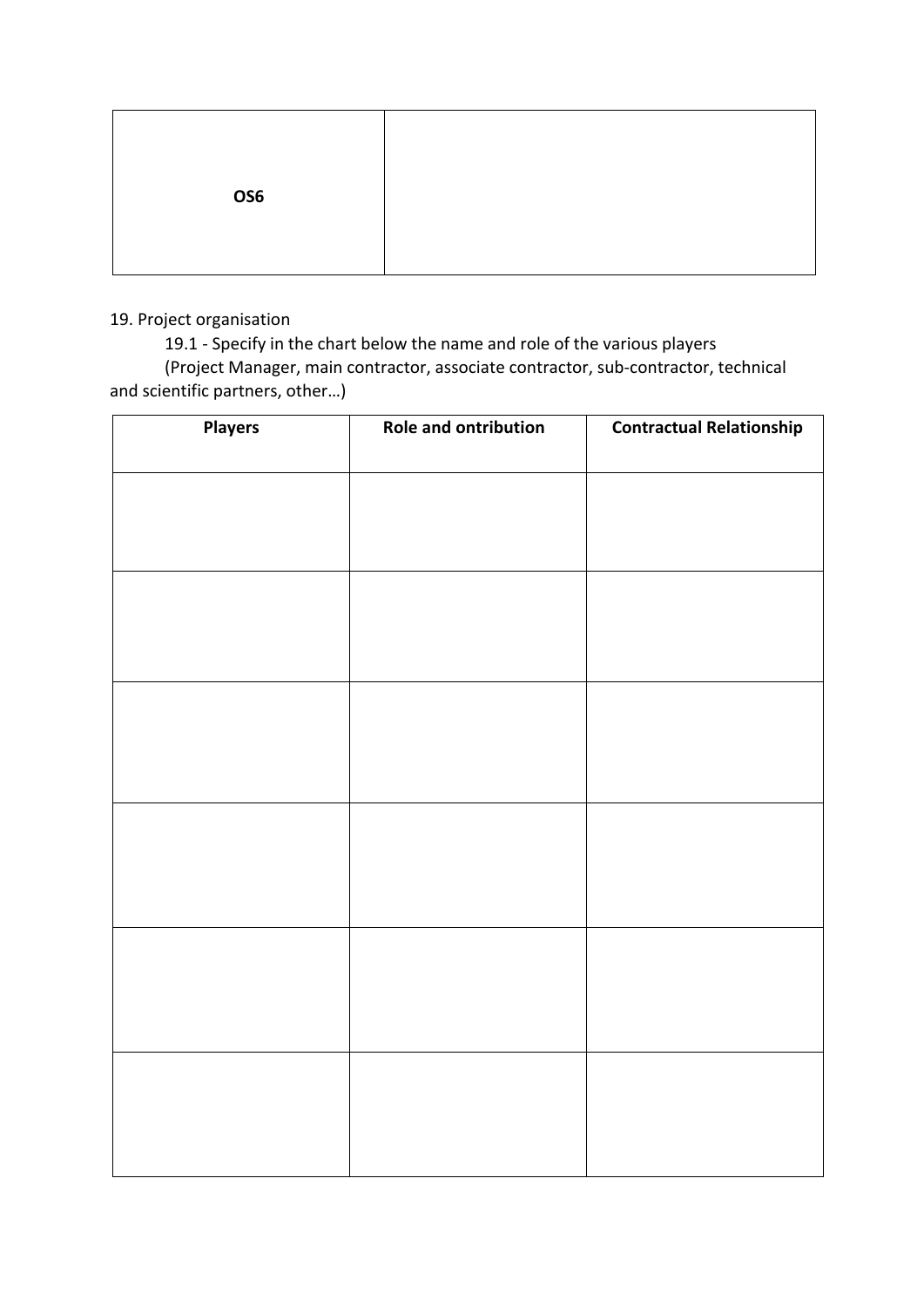| **OS6** | |
|---|---|

19. Project organisation

19.1 - Specify in the chart below the name and role of the various players

(Project Manager, main contractor, associate contractor, sub-contractor, technical and scientific partners, other…)

| **Players** | **Role and ontribution** | **Contractual Relationship** |
|---|---|---|
| | | |
| | | |
| | | |
| | | |
| | | |
| | | |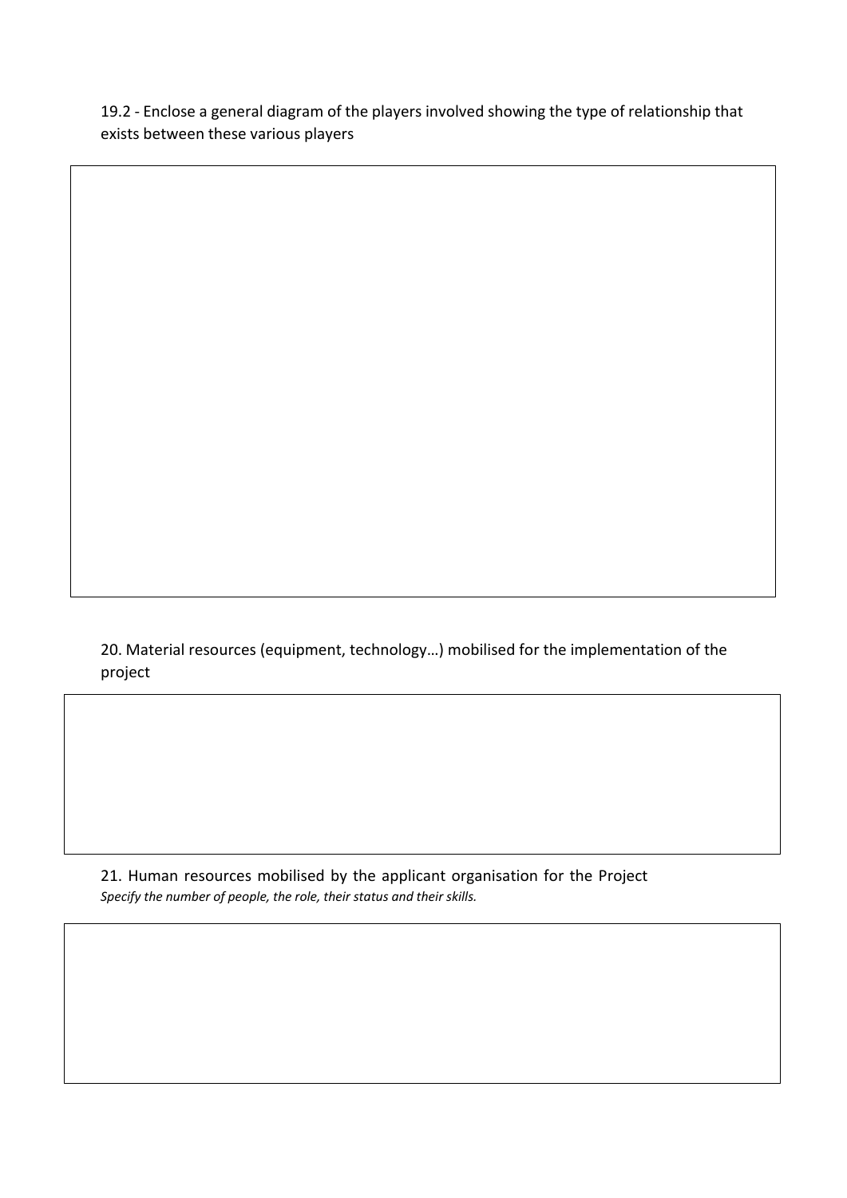19.2 - Enclose a general diagram of the players involved showing the type of relationship that exists between these various players

20. Material resources (equipment, technology…) mobilised for the implementation of the project

21. Human resources mobilised by the applicant organisation for the Project
*Specify the number of people, the role, their status and their skills.*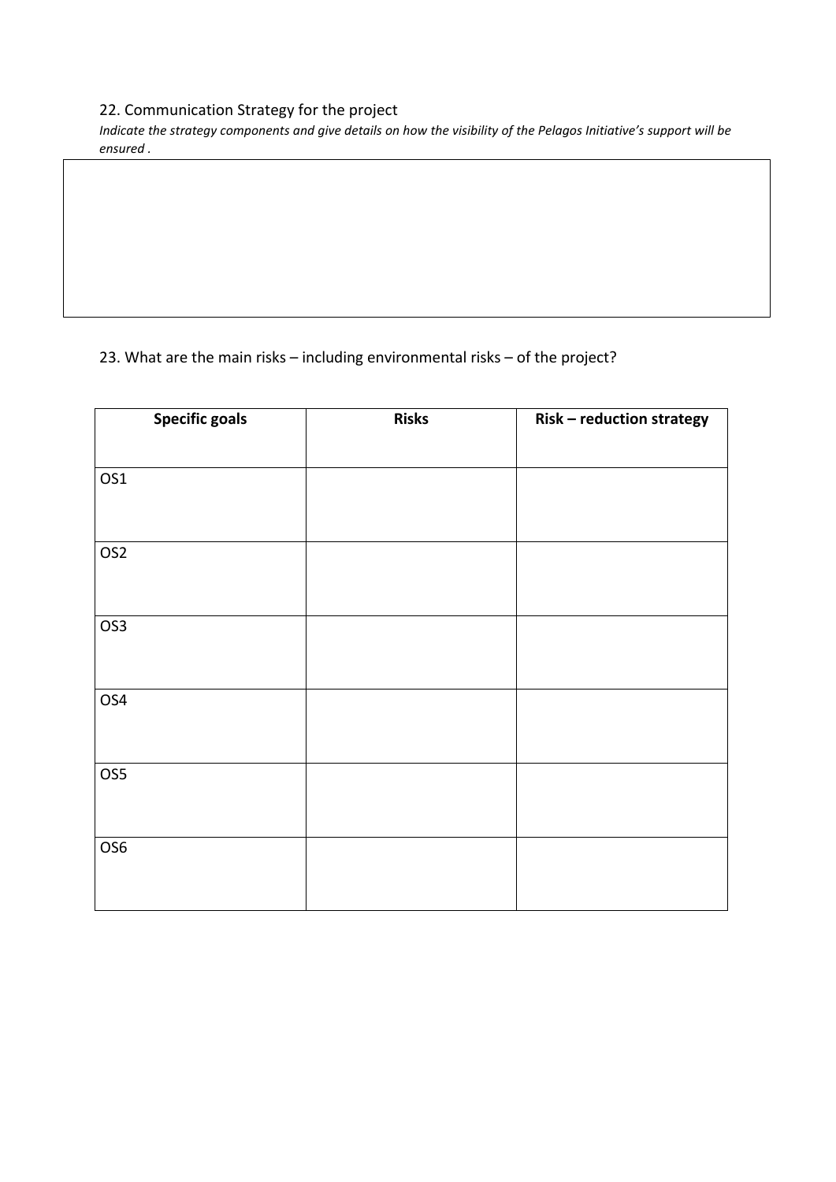22. Communication Strategy for the project

*Indicate the strategy components and give details on how the visibility of the Pelagos Initiative's support will be ensured .*

| |
|---|
| |

23. What are the main risks – including environmental risks – of the project?

| Specific goals | Risks | Risk – reduction strategy |
|---|---|---|
| OS1 | | |
| OS2 | | |
| OS3 | | |
| OS4 | | |
| OS5 | | |
| OS6 | | |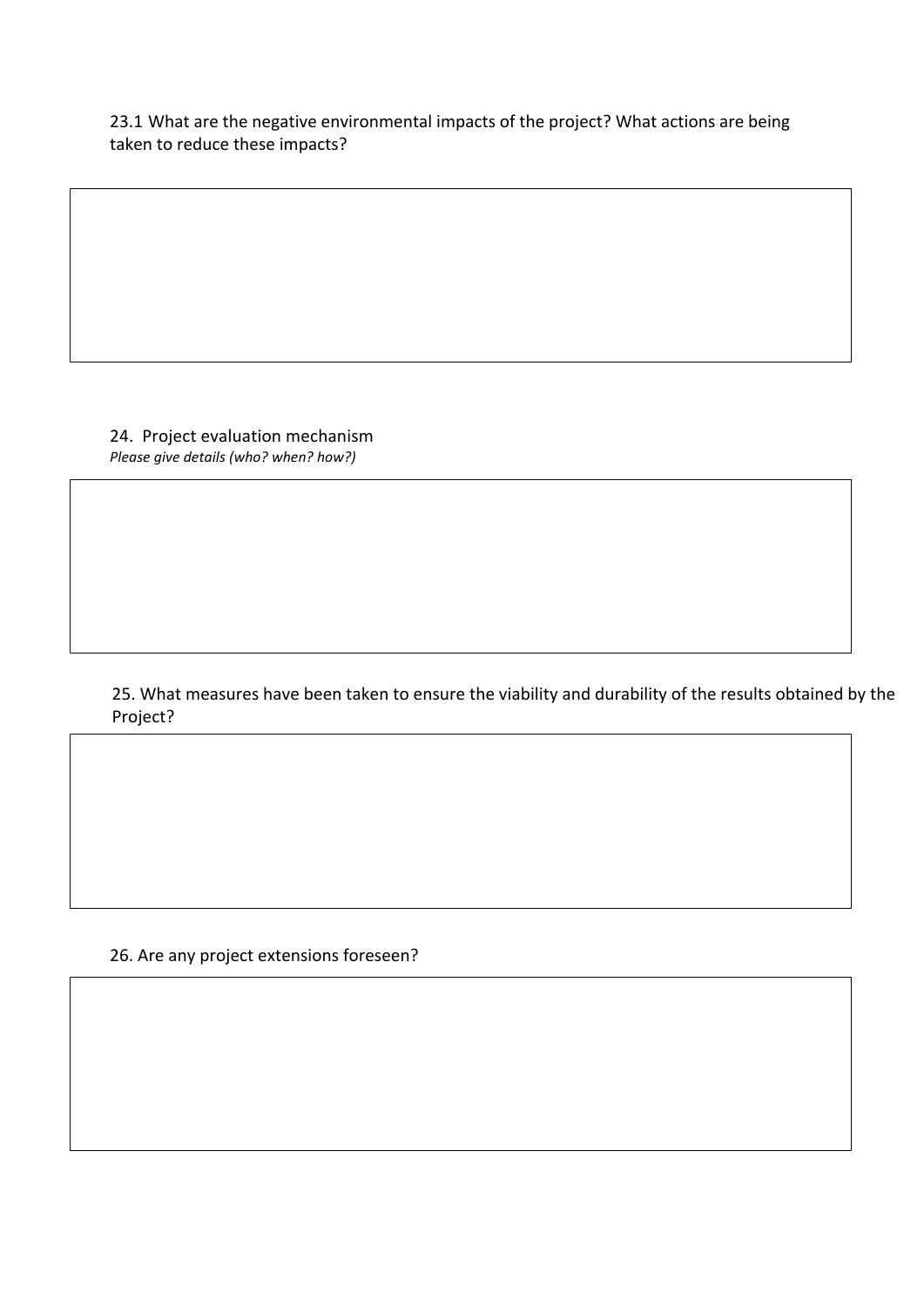23.1 What are the negative environmental impacts of the project? What actions are being taken to reduce these impacts?

24. Project evaluation mechanism

*Please give details (who? when? how?)*

25. What measures have been taken to ensure the viability and durability of the results obtained by the Project?

26. Are any project extensions foreseen?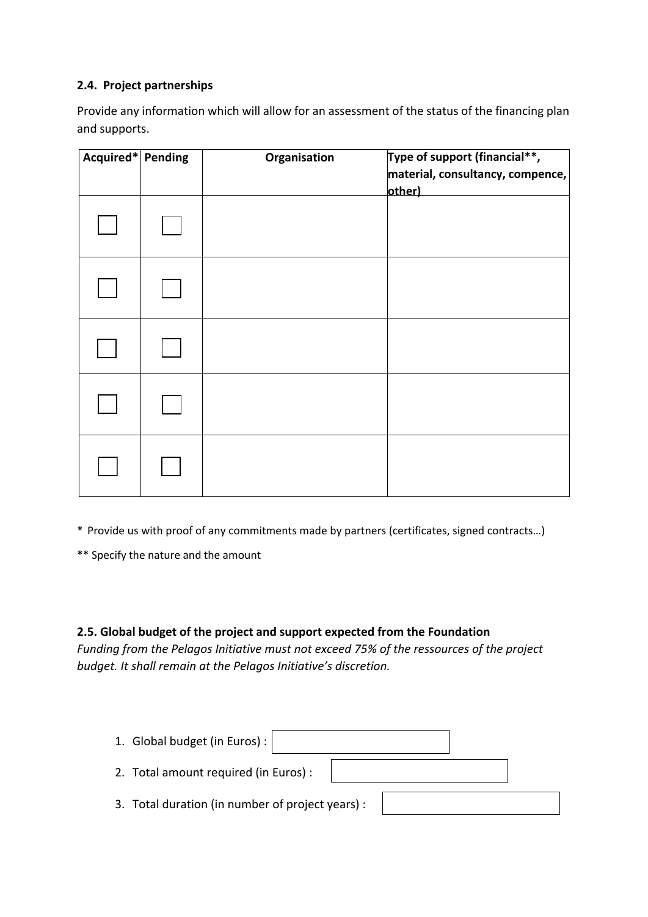### 2.4. Project partnerships

Provide any information which will allow for an assessment of the status of the financing plan and supports.

| Acquired* | Pending | Organisation | Type of support (financial**, material, consultancy, compence, other) |
|---|---|---|---|
| ☐ | ☐ | | |
| ☐ | ☐ | | |
| ☐ | ☐ | | |
| ☐ | ☐ | | |
| ☐ | ☐ | | |

\* Provide us with proof of any commitments made by partners (certificates, signed contracts…)

** Specify the nature and the amount

### 2.5. Global budget of the project and support expected from the Foundation

*Funding from the Pelagos Initiative must not exceed 75% of the ressources of the project budget. It shall remain at the Pelagos Initiative's discretion.*

1. Global budget (in Euros) : ____________
2. Total amount required (in Euros) : ____________
3. Total duration (in number of project years) : ____________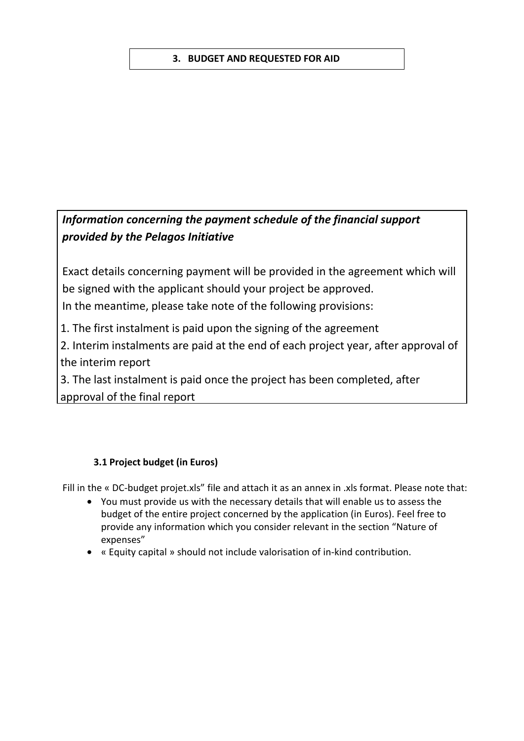## 3. BUDGET AND REQUESTED FOR AID

***Information concerning the payment schedule of the financial support provided by the Pelagos Initiative***

Exact details concerning payment will be provided in the agreement which will be signed with the applicant should your project be approved.
In the meantime, please take note of the following provisions:

1. The first instalment is paid upon the signing of the agreement
2. Interim instalments are paid at the end of each project year, after approval of the interim report
3. The last instalment is paid once the project has been completed, after approval of the final report

### 3.1 Project budget (in Euros)

Fill in the « DC-budget projet.xls" file and attach it as an annex in .xls format. Please note that:

- You must provide us with the necessary details that will enable us to assess the budget of the entire project concerned by the application (in Euros). Feel free to provide any information which you consider relevant in the section "Nature of expenses"
- « Equity capital » should not include valorisation of in-kind contribution.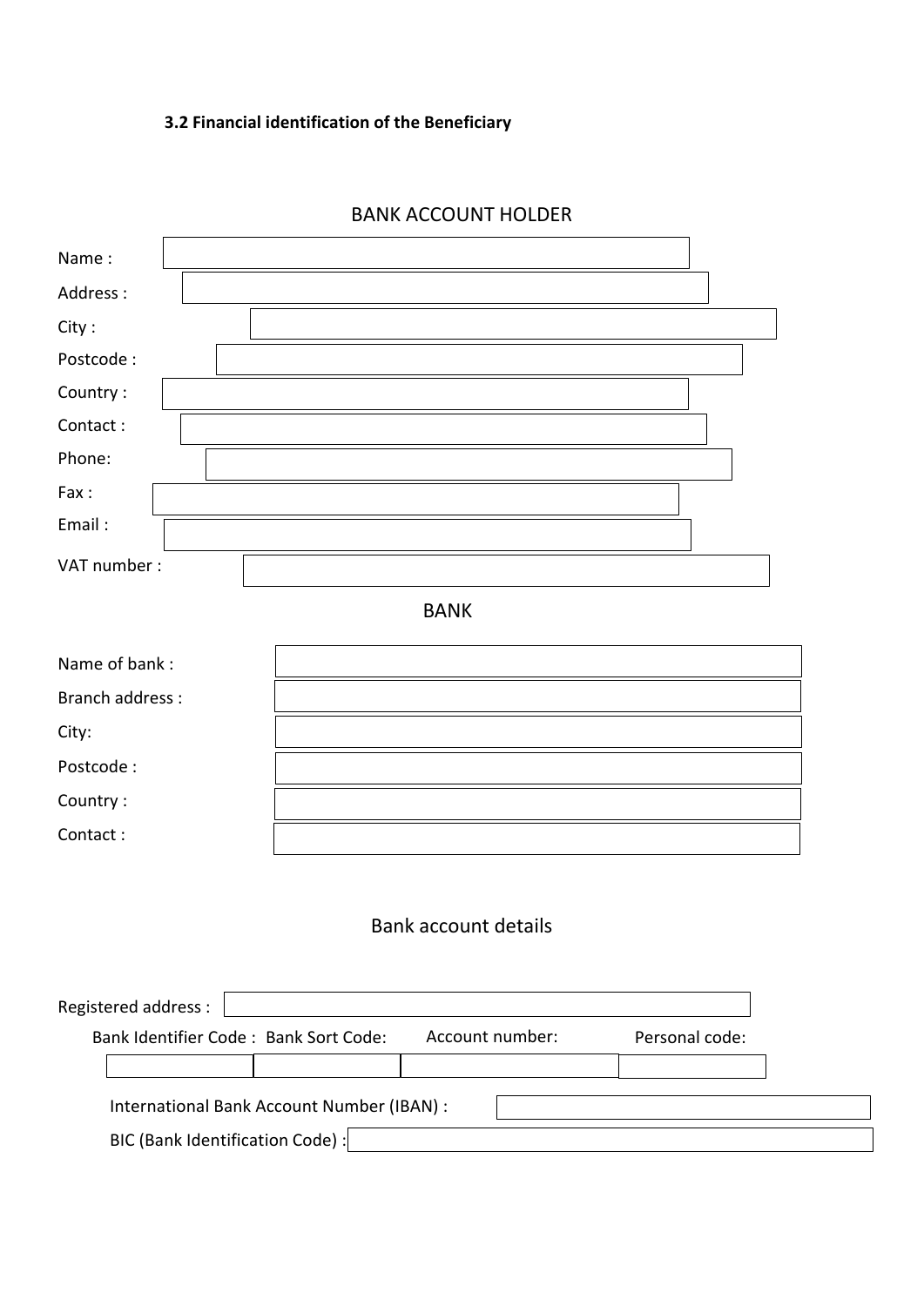### 3.2 Financial identification of the Beneficiary

## BANK ACCOUNT HOLDER

Name :

Address :

City :

Postcode :

Country :

Contact :

Phone:

Fax :

Email :

VAT number :

## BANK

Name of bank :

Branch address :

City:

Postcode :

Country :

Contact :

## Bank account details

Registered address :

| Bank Identifier Code : | Bank Sort Code: | Account number: | Personal code: |
| --- | --- | --- | --- |
| | | | |

International Bank Account Number (IBAN) :

BIC (Bank Identification Code) :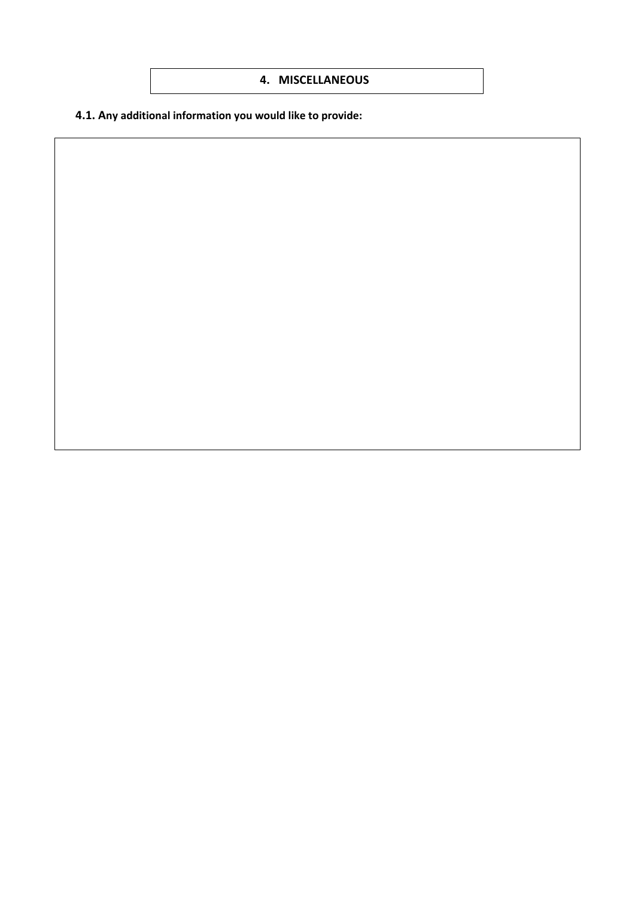## 4. MISCELLANEOUS

**4.1. Any additional information you would like to provide:**